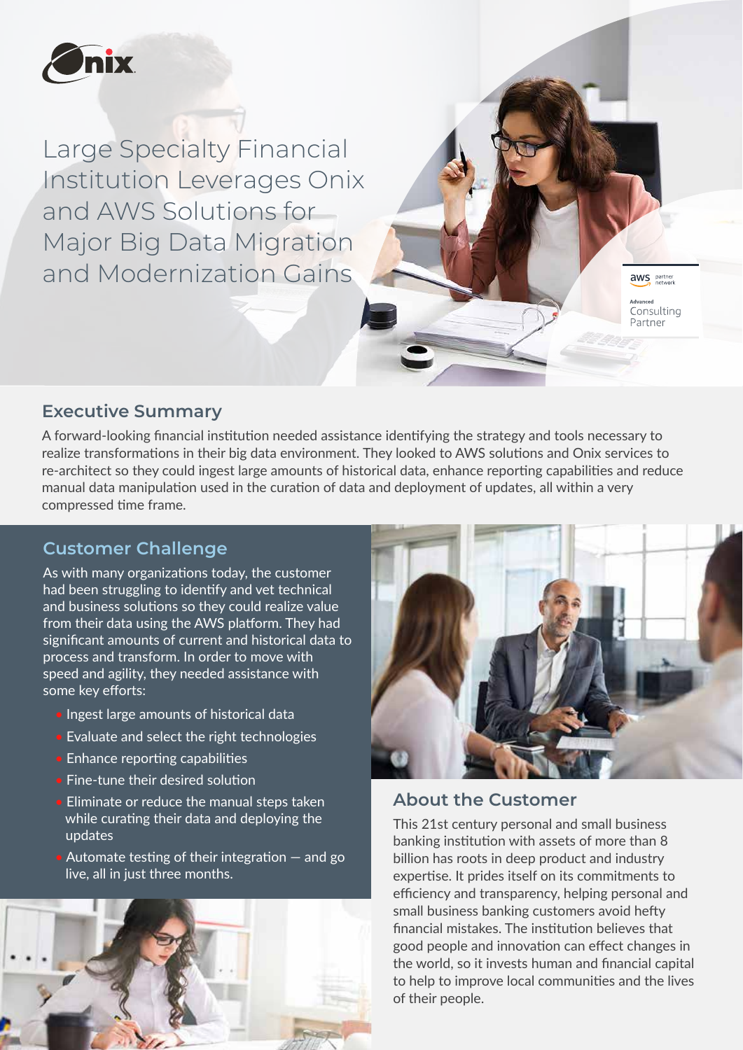# Large Specialty Financial Institution Leverages Onix and AWS Solutions for Major Big Data Migration and Modernization Gains

## Executive Summary

A forward-looking financial institution needed assistance identifying the strategy and tools necessary to realize transformations in their big data environment. They looked to AWS solutions and Onix services to re-architect so they could ingest large amounts of historical data, enhance reporting capabilities and reduce manual data manipulation used in the curation of data and deployment of updates, all within a very compressed time frame.

## Customer Challenge

As with many organizations today, the customer had been struggling to identify and vet technical and business solutions so they could realize value from their data using the AWS platform. They had significant amounts of current and historical data to process and transform. In order to move with speed and agility, they needed assistance with some key efforts:

- Ingest large amounts of historical data
- Evaluate and select the right technologies
- Enhance reporting capabilities
- Fine-tune their desired solution
- Eliminate or reduce the manual steps taken while curating their data and deploying the updates
- Automate testing of their integration — and go live, all in just three months.

## About the Customer

This 21st century personal and small business banking institution with assets of more than 8 billion has roots in deep product and industry expertise. It prides itself on its commitments to efficiency and transparency, helping personal and small business banking customers avoid hefty financial mistakes. The institution believes that good people and innovation can effect changes in the world, so it invests human and financial capital to help to improve local communities and the lives of their people.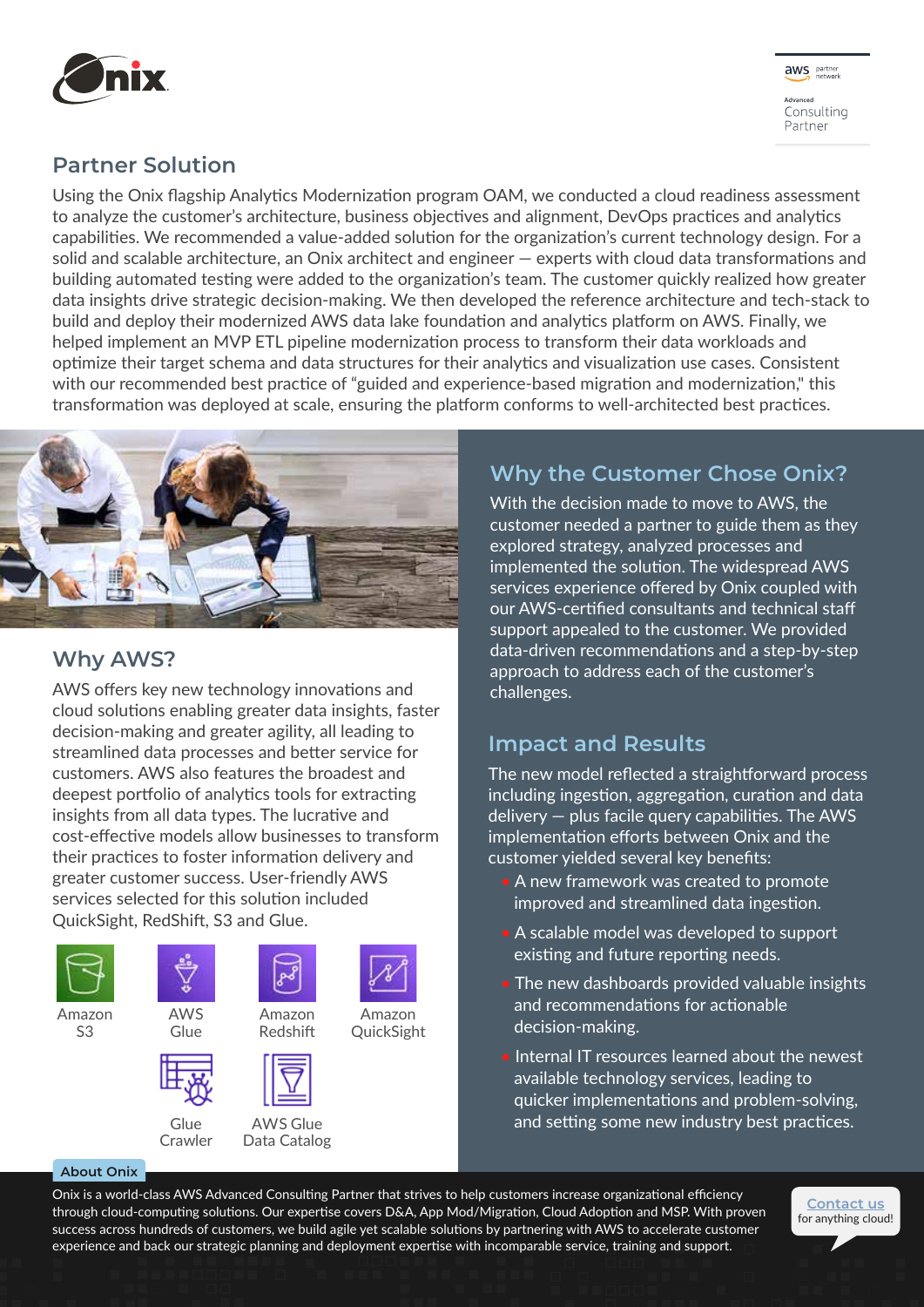## Partner Solution

Using the Onix flagship Analytics Modernization program OAM, we conducted a cloud readiness assessment to analyze the customer's architecture, business objectives and alignment, DevOps practices and analytics capabilities. We recommended a value-added solution for the organization's current technology design. For a solid and scalable architecture, an Onix architect and engineer — experts with cloud data transformations and building automated testing were added to the organization's team. The customer quickly realized how greater data insights drive strategic decision-making. We then developed the reference architecture and tech-stack to build and deploy their modernized AWS data lake foundation and analytics platform on AWS. Finally, we helped implement an MVP ETL pipeline modernization process to transform their data workloads and optimize their target schema and data structures for their analytics and visualization use cases. Consistent with our recommended best practice of "guided and experience-based migration and modernization," this transformation was deployed at scale, ensuring the platform conforms to well-architected best practices.

## Why AWS?

AWS offers key new technology innovations and cloud solutions enabling greater data insights, faster decision-making and greater agility, all leading to streamlined data processes and better service for customers. AWS also features the broadest and deepest portfolio of analytics tools for extracting insights from all data types. The lucrative and cost-effective models allow businesses to transform their practices to foster information delivery and greater customer success. User-friendly AWS services selected for this solution included QuickSight, RedShift, S3 and Glue.

Amazon S3

AWS Glue

Amazon Redshift

Amazon QuickSight

Glue Crawler

AWS Glue Data Catalog

## Why the Customer Chose Onix?

With the decision made to move to AWS, the customer needed a partner to guide them as they explored strategy, analyzed processes and implemented the solution. The widespread AWS services experience offered by Onix coupled with our AWS-certified consultants and technical staff support appealed to the customer. We provided data-driven recommendations and a step-by-step approach to address each of the customer's challenges.

## Impact and Results

The new model reflected a straightforward process including ingestion, aggregation, curation and data delivery — plus facile query capabilities. The AWS implementation efforts between Onix and the customer yielded several key benefits:

- A new framework was created to promote improved and streamlined data ingestion.
- A scalable model was developed to support existing and future reporting needs.
- The new dashboards provided valuable insights and recommendations for actionable decision-making.
- Internal IT resources learned about the newest available technology services, leading to quicker implementations and problem-solving, and setting some new industry best practices.

### About Onix

Onix is a world-class AWS Advanced Consulting Partner that strives to help customers increase organizational efficiency through cloud-computing solutions. Our expertise covers D&A, App Mod/Migration, Cloud Adoption and MSP. With proven success across hundreds of customers, we build agile yet scalable solutions by partnering with AWS to accelerate customer experience and back our strategic planning and deployment expertise with incomparable service, training and support.

Contact us for anything cloud!